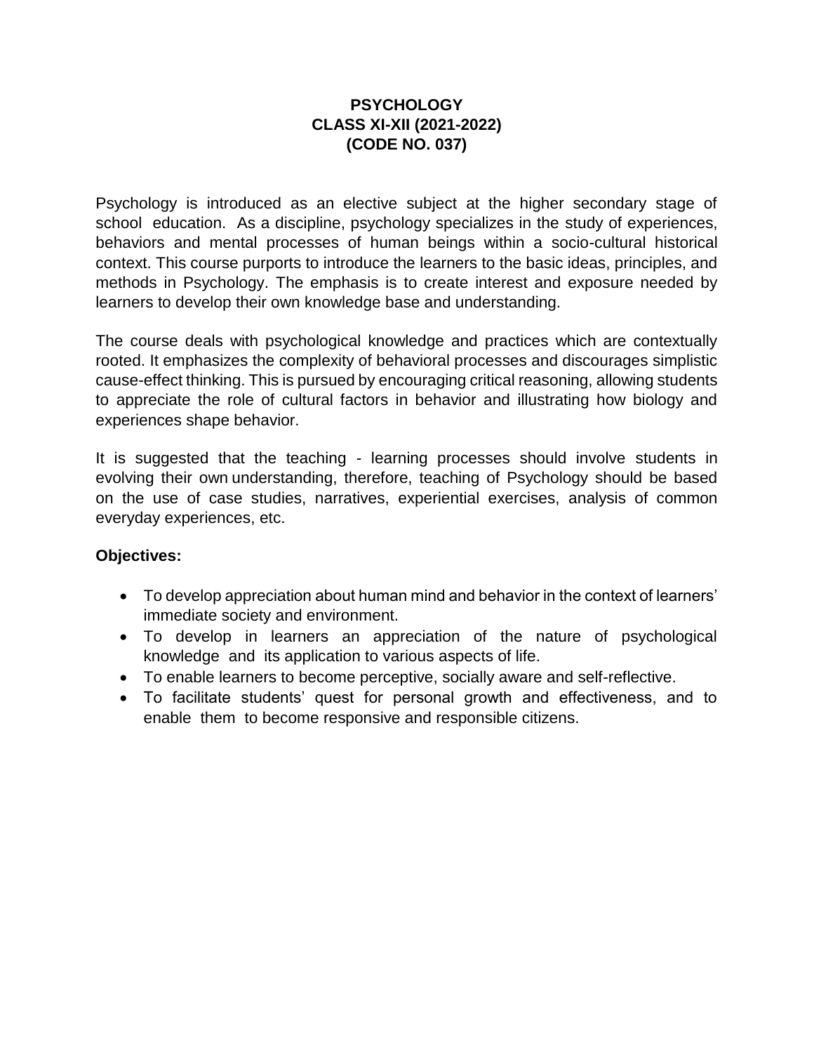# PSYCHOLOGY
## CLASS XI-XII (2021-2022)
## (CODE NO. 037)

Psychology is introduced as an elective subject at the higher secondary stage of school education. As a discipline, psychology specializes in the study of experiences, behaviors and mental processes of human beings within a socio-cultural historical context. This course purports to introduce the learners to the basic ideas, principles, and methods in Psychology. The emphasis is to create interest and exposure needed by learners to develop their own knowledge base and understanding.

The course deals with psychological knowledge and practices which are contextually rooted. It emphasizes the complexity of behavioral processes and discourages simplistic cause-effect thinking. This is pursued by encouraging critical reasoning, allowing students to appreciate the role of cultural factors in behavior and illustrating how biology and experiences shape behavior.

It is suggested that the teaching - learning processes should involve students in evolving their own understanding, therefore, teaching of Psychology should be based on the use of case studies, narratives, experiential exercises, analysis of common everyday experiences, etc.

**Objectives:**

- To develop appreciation about human mind and behavior in the context of learners' immediate society and environment.
- To develop in learners an appreciation of the nature of psychological knowledge and its application to various aspects of life.
- To enable learners to become perceptive, socially aware and self-reflective.
- To facilitate students' quest for personal growth and effectiveness, and to enable them to become responsive and responsible citizens.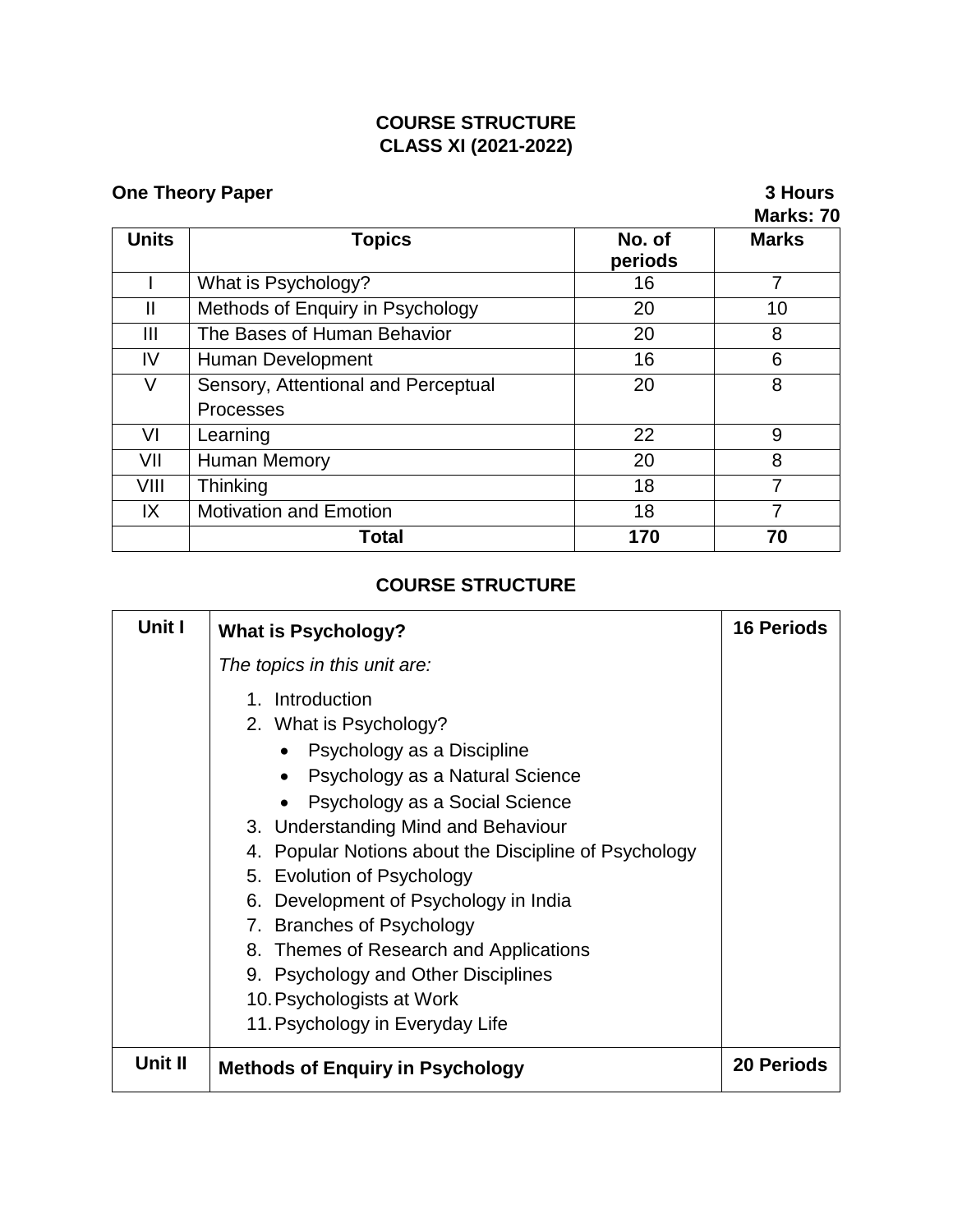# COURSE STRUCTURE
# CLASS XI (2021-2022)

**One Theory Paper** **3 Hours**
**Marks: 70**

| Units | Topics | No. of periods | Marks |
|---|---|---|---|
| I | What is Psychology? | 16 | 7 |
| II | Methods of Enquiry in Psychology | 20 | 10 |
| III | The Bases of Human Behavior | 20 | 8 |
| IV | Human Development | 16 | 6 |
| V | Sensory, Attentional and Perceptual Processes | 20 | 8 |
| VI | Learning | 22 | 9 |
| VII | Human Memory | 20 | 8 |
| VIII | Thinking | 18 | 7 |
| IX | Motivation and Emotion | 18 | 7 |
| | **Total** | **170** | **70** |

## COURSE STRUCTURE

| Unit I | What is Psychology? | 16 Periods |
|---|---|---|
| | *The topics in this unit are:*<br>1. Introduction<br>2. What is Psychology?<br>• Psychology as a Discipline<br>• Psychology as a Natural Science<br>• Psychology as a Social Science<br>3. Understanding Mind and Behaviour<br>4. Popular Notions about the Discipline of Psychology<br>5. Evolution of Psychology<br>6. Development of Psychology in India<br>7. Branches of Psychology<br>8. Themes of Research and Applications<br>9. Psychology and Other Disciplines<br>10. Psychologists at Work<br>11. Psychology in Everyday Life | |
| **Unit II** | **Methods of Enquiry in Psychology** | **20 Periods** |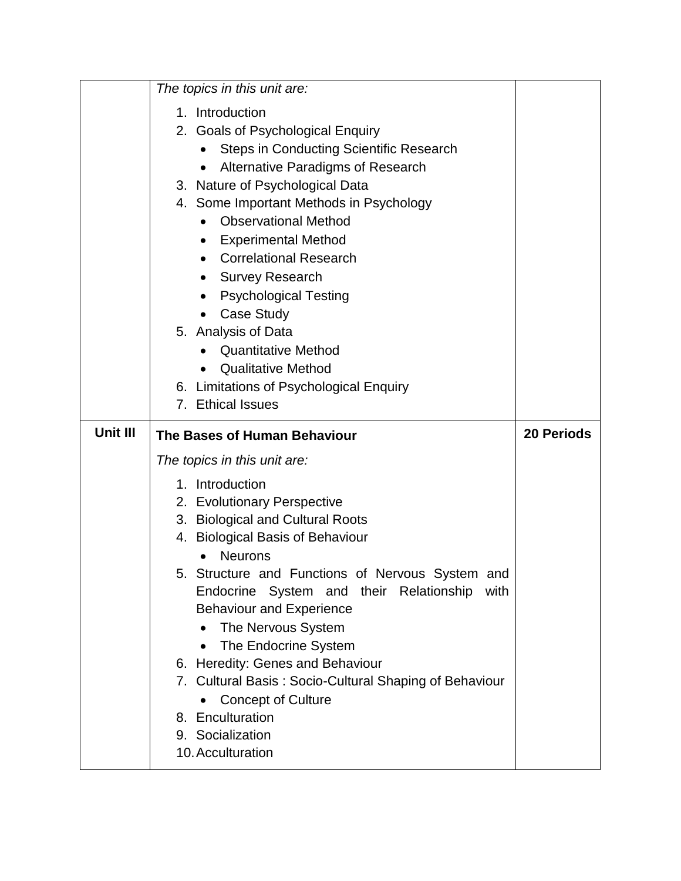| | | |
|---|---|---|
| | *The topics in this unit are:*<br>1. Introduction<br>2. Goals of Psychological Enquiry<br>• Steps in Conducting Scientific Research<br>• Alternative Paradigms of Research<br>3. Nature of Psychological Data<br>4. Some Important Methods in Psychology<br>• Observational Method<br>• Experimental Method<br>• Correlational Research<br>• Survey Research<br>• Psychological Testing<br>• Case Study<br>5. Analysis of Data<br>• Quantitative Method<br>• Qualitative Method<br>6. Limitations of Psychological Enquiry<br>7. Ethical Issues | |
| **Unit III** | **The Bases of Human Behaviour**<br>*The topics in this unit are:*<br>1. Introduction<br>2. Evolutionary Perspective<br>3. Biological and Cultural Roots<br>4. Biological Basis of Behaviour<br>• Neurons<br>5. Structure and Functions of Nervous System and Endocrine System and their Relationship with Behaviour and Experience<br>• The Nervous System<br>• The Endocrine System<br>6. Heredity: Genes and Behaviour<br>7. Cultural Basis : Socio-Cultural Shaping of Behaviour<br>• Concept of Culture<br>8. Enculturation<br>9. Socialization<br>10. Acculturation | **20 Periods** |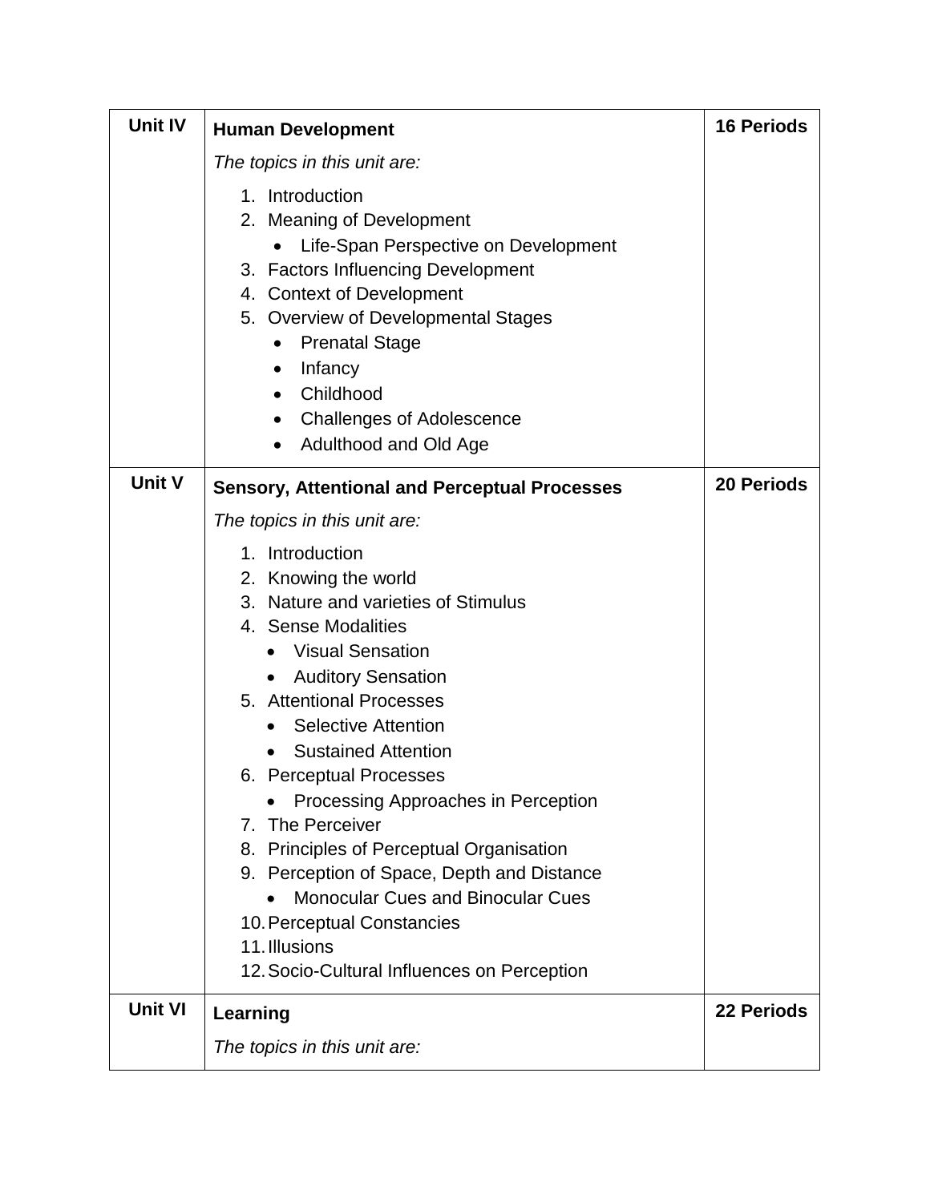| Unit | Topics | Periods |
| --- | --- | --- |
| Unit IV | **Human Development**<br>*The topics in this unit are:*<br>1. Introduction<br>2. Meaning of Development<br>• Life-Span Perspective on Development<br>3. Factors Influencing Development<br>4. Context of Development<br>5. Overview of Developmental Stages<br>• Prenatal Stage<br>• Infancy<br>• Childhood<br>• Challenges of Adolescence<br>• Adulthood and Old Age | 16 Periods |
| Unit V | **Sensory, Attentional and Perceptual Processes**<br>*The topics in this unit are:*<br>1. Introduction<br>2. Knowing the world<br>3. Nature and varieties of Stimulus<br>4. Sense Modalities<br>• Visual Sensation<br>• Auditory Sensation<br>5. Attentional Processes<br>• Selective Attention<br>• Sustained Attention<br>6. Perceptual Processes<br>• Processing Approaches in Perception<br>7. The Perceiver<br>8. Principles of Perceptual Organisation<br>9. Perception of Space, Depth and Distance<br>• Monocular Cues and Binocular Cues<br>10. Perceptual Constancies<br>11. Illusions<br>12. Socio-Cultural Influences on Perception | 20 Periods |
| Unit VI | **Learning**<br>*The topics in this unit are:* | 22 Periods |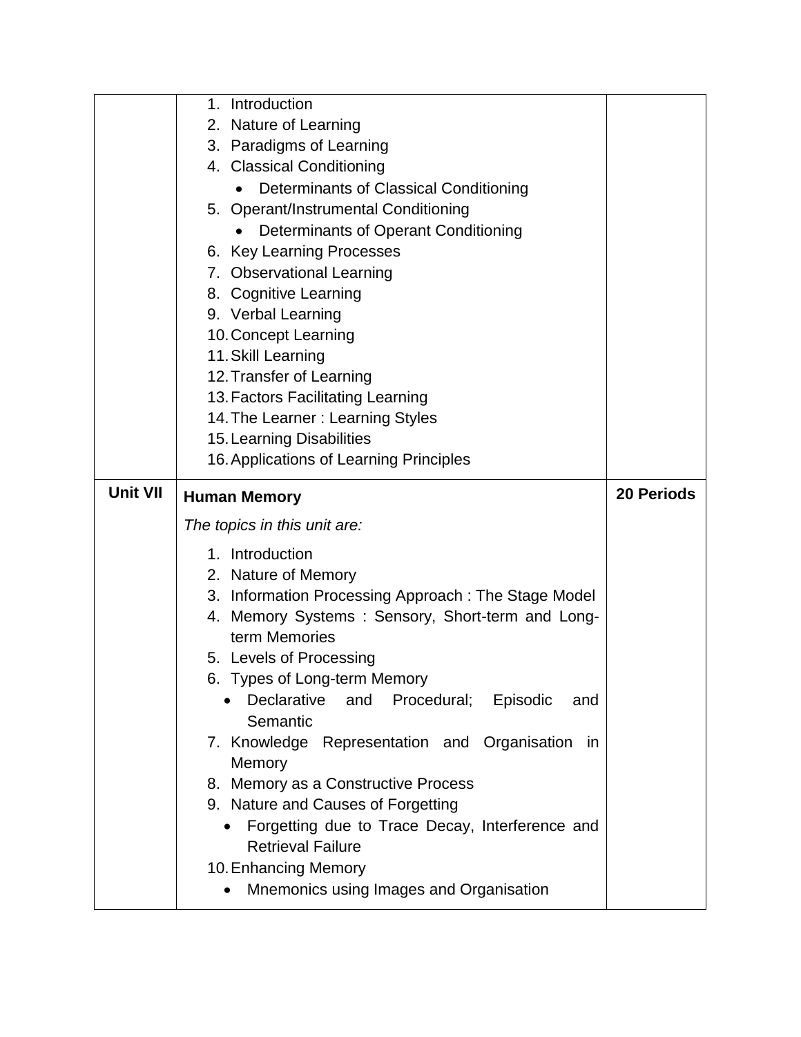| | | |
|---|---|---|
| | 1. Introduction<br>2. Nature of Learning<br>3. Paradigms of Learning<br>4. Classical Conditioning<br>• Determinants of Classical Conditioning<br>5. Operant/Instrumental Conditioning<br>• Determinants of Operant Conditioning<br>6. Key Learning Processes<br>7. Observational Learning<br>8. Cognitive Learning<br>9. Verbal Learning<br>10. Concept Learning<br>11. Skill Learning<br>12. Transfer of Learning<br>13. Factors Facilitating Learning<br>14. The Learner : Learning Styles<br>15. Learning Disabilities<br>16. Applications of Learning Principles | |
| **Unit VII** | **Human Memory**<br>*The topics in this unit are:*<br>1. Introduction<br>2. Nature of Memory<br>3. Information Processing Approach : The Stage Model<br>4. Memory Systems : Sensory, Short-term and Long-term Memories<br>5. Levels of Processing<br>6. Types of Long-term Memory<br>• Declarative and Procedural; Episodic and Semantic<br>7. Knowledge Representation and Organisation in Memory<br>8. Memory as a Constructive Process<br>9. Nature and Causes of Forgetting<br>• Forgetting due to Trace Decay, Interference and Retrieval Failure<br>10. Enhancing Memory<br>• Mnemonics using Images and Organisation | **20 Periods** |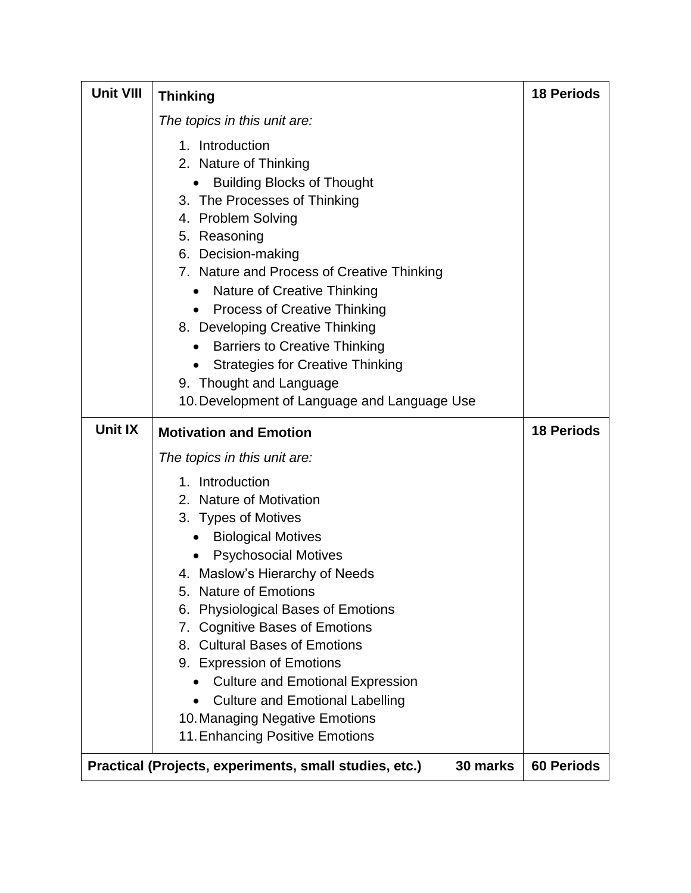| Unit VIII | **Thinking**<br>*The topics in this unit are:*<br>1. Introduction<br>2. Nature of Thinking<br>• Building Blocks of Thought<br>3. The Processes of Thinking<br>4. Problem Solving<br>5. Reasoning<br>6. Decision-making<br>7. Nature and Process of Creative Thinking<br>• Nature of Creative Thinking<br>• Process of Creative Thinking<br>8. Developing Creative Thinking<br>• Barriers to Creative Thinking<br>• Strategies for Creative Thinking<br>9. Thought and Language<br>10. Development of Language and Language Use | **18 Periods** |
|---|---|---|
| **Unit IX** | **Motivation and Emotion**<br>*The topics in this unit are:*<br>1. Introduction<br>2. Nature of Motivation<br>3. Types of Motives<br>• Biological Motives<br>• Psychosocial Motives<br>4. Maslow's Hierarchy of Needs<br>5. Nature of Emotions<br>6. Physiological Bases of Emotions<br>7. Cognitive Bases of Emotions<br>8. Cultural Bases of Emotions<br>9. Expression of Emotions<br>• Culture and Emotional Expression<br>• Culture and Emotional Labelling<br>10. Managing Negative Emotions<br>11. Enhancing Positive Emotions | **18 Periods** |
| **Practical (Projects, experiments, small studies, etc.)** | **30 marks** | **60 Periods** |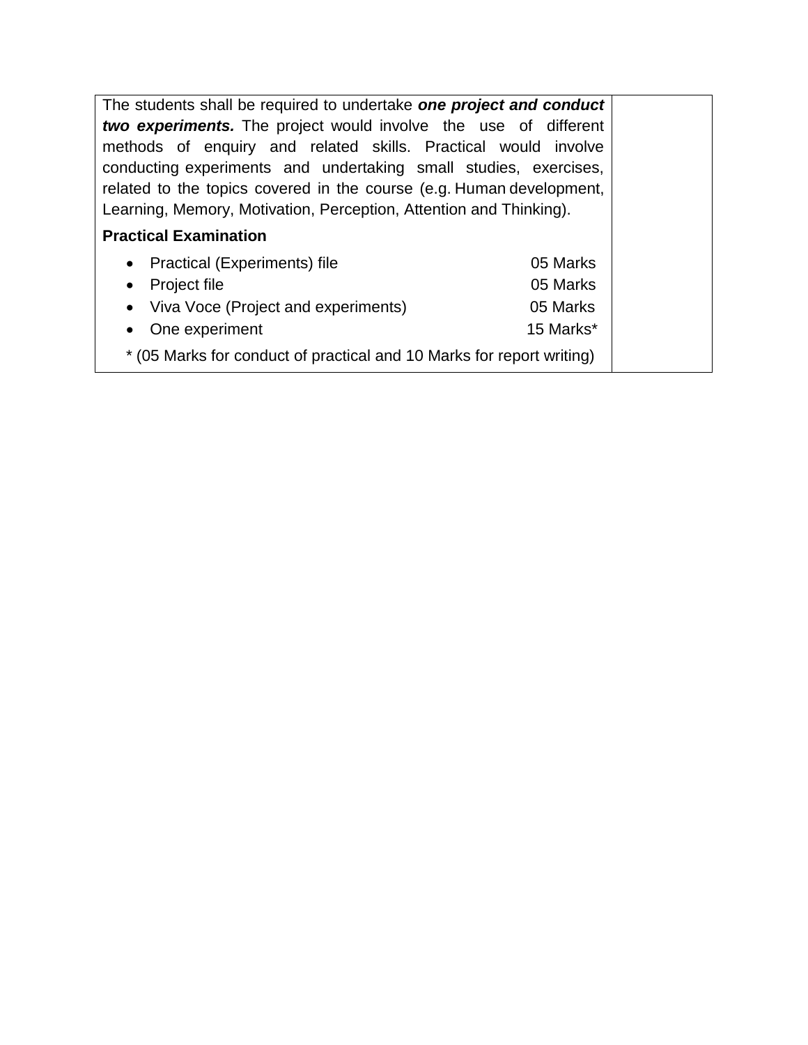The students shall be required to undertake ***one project and conduct two experiments.*** The project would involve the use of different methods of enquiry and related skills. Practical would involve conducting experiments and undertaking small studies, exercises, related to the topics covered in the course (e.g. Human development, Learning, Memory, Motivation, Perception, Attention and Thinking).

**Practical Examination**

- Practical (Experiments) file — 05 Marks
- Project file — 05 Marks
- Viva Voce (Project and experiments) — 05 Marks
- One experiment — 15 Marks*

* (05 Marks for conduct of practical and 10 Marks for report writing)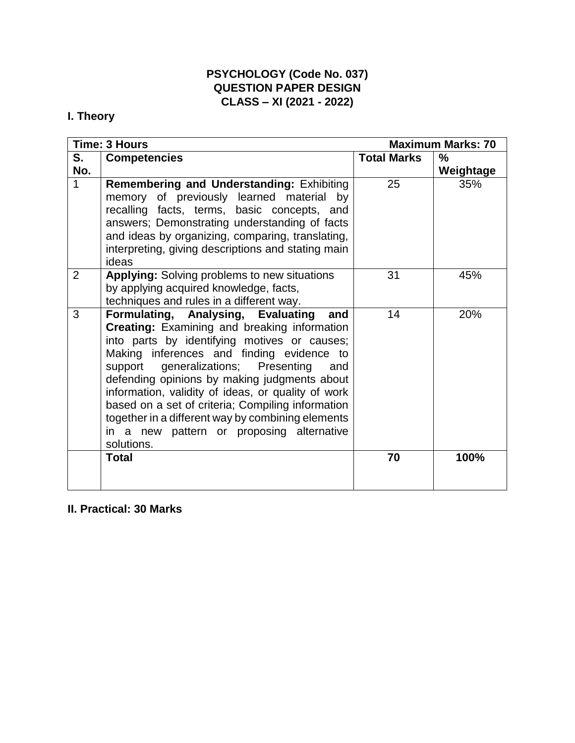**PSYCHOLOGY (Code No. 037)**
**QUESTION PAPER DESIGN**
**CLASS – XI (2021 - 2022)**

**I. Theory**

| **Time: 3 Hours** | | | **Maximum Marks: 70** |
|---|---|---|---|
| **S. No.** | **Competencies** | **Total Marks** | **% Weightage** |
| 1 | **Remembering and Understanding:** Exhibiting memory of previously learned material by recalling facts, terms, basic concepts, and answers; Demonstrating understanding of facts and ideas by organizing, comparing, translating, interpreting, giving descriptions and stating main ideas | 25 | 35% |
| 2 | **Applying:** Solving problems to new situations by applying acquired knowledge, facts, techniques and rules in a different way. | 31 | 45% |
| 3 | **Formulating, Analysing, Evaluating and Creating:** Examining and breaking information into parts by identifying motives or causes; Making inferences and finding evidence to support generalizations; Presenting and defending opinions by making judgments about information, validity of ideas, or quality of work based on a set of criteria; Compiling information together in a different way by combining elements in a new pattern or proposing alternative solutions. | 14 | 20% |
| | **Total** | **70** | **100%** |

**II. Practical: 30 Marks**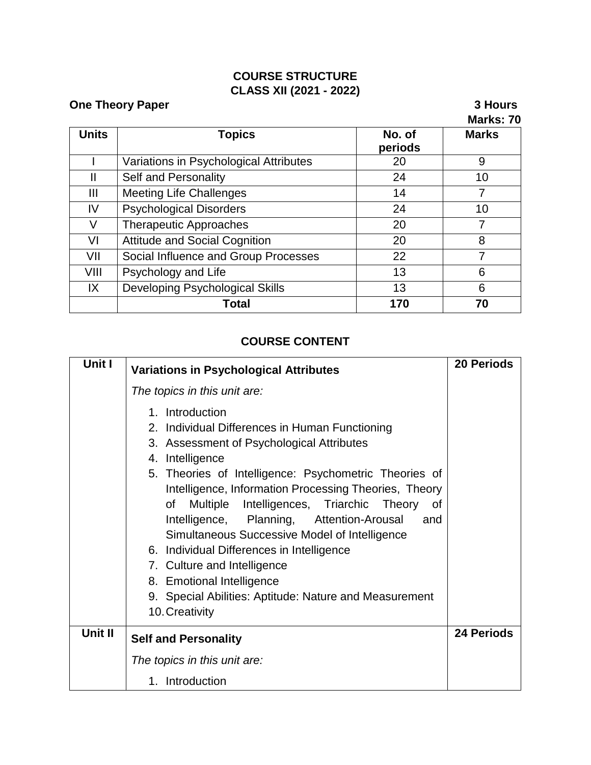## COURSE STRUCTURE
## CLASS XII (2021 - 2022)

**One Theory Paper** **3 Hours**

**Marks: 70**

| Units | Topics | No. of periods | Marks |
|---|---|---|---|
| I | Variations in Psychological Attributes | 20 | 9 |
| II | Self and Personality | 24 | 10 |
| III | Meeting Life Challenges | 14 | 7 |
| IV | Psychological Disorders | 24 | 10 |
| V | Therapeutic Approaches | 20 | 7 |
| VI | Attitude and Social Cognition | 20 | 8 |
| VII | Social Influence and Group Processes | 22 | 7 |
| VIII | Psychology and Life | 13 | 6 |
| IX | Developing Psychological Skills | 13 | 6 |
| | **Total** | **170** | **70** |

## COURSE CONTENT

| Unit | Content | Periods |
|---|---|---|
| **Unit I** | **Variations in Psychological Attributes**<br>*The topics in this unit are:*<br>1. Introduction<br>2. Individual Differences in Human Functioning<br>3. Assessment of Psychological Attributes<br>4. Intelligence<br>5. Theories of Intelligence: Psychometric Theories of Intelligence, Information Processing Theories, Theory of Multiple Intelligences, Triarchic Theory of Intelligence, Planning, Attention-Arousal and Simultaneous Successive Model of Intelligence<br>6. Individual Differences in Intelligence<br>7. Culture and Intelligence<br>8. Emotional Intelligence<br>9. Special Abilities: Aptitude: Nature and Measurement<br>10. Creativity | **20 Periods** |
| **Unit II** | **Self and Personality**<br>*The topics in this unit are:*<br>1. Introduction | **24 Periods** |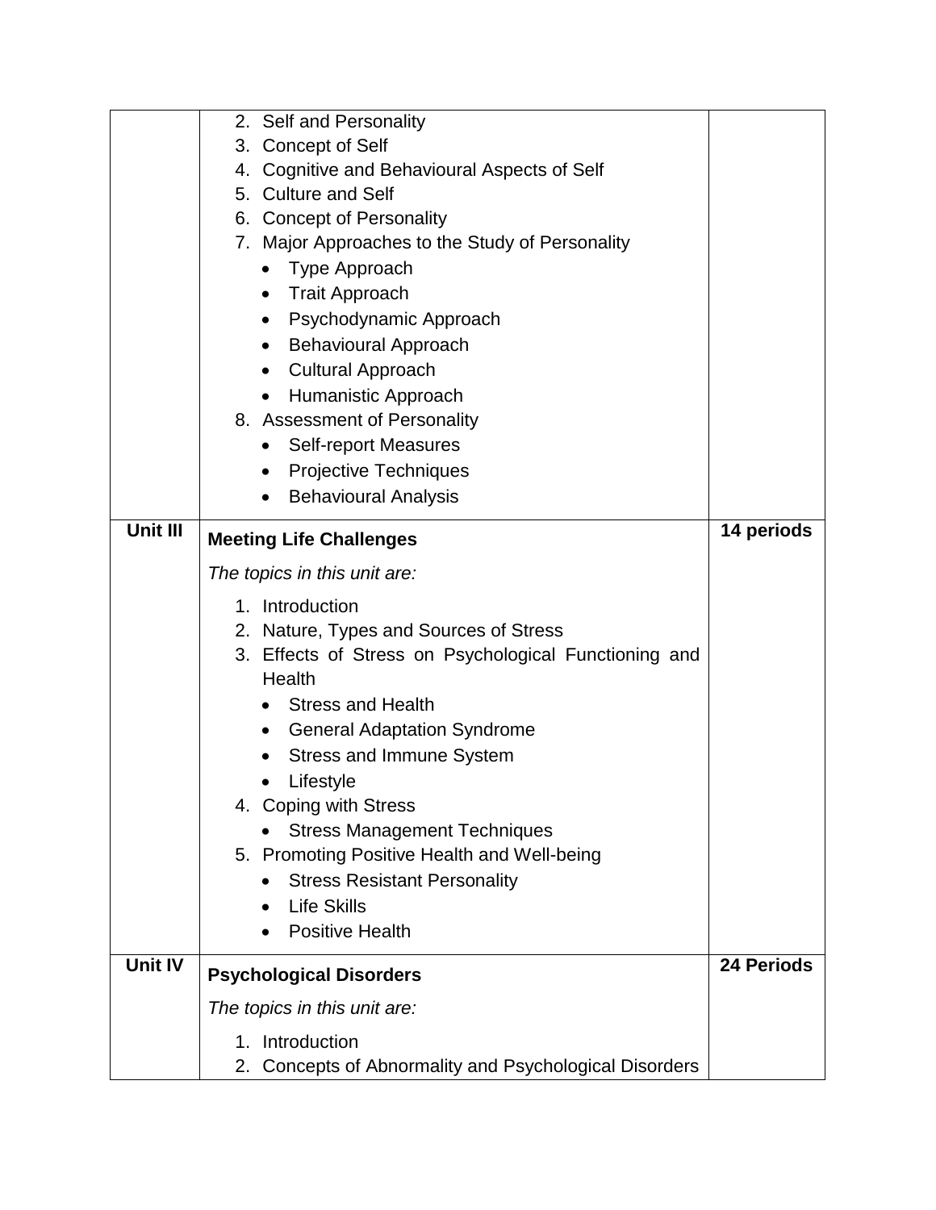| | | |
|---|---|---|
| | 2. Self and Personality<br>3. Concept of Self<br>4. Cognitive and Behavioural Aspects of Self<br>5. Culture and Self<br>6. Concept of Personality<br>7. Major Approaches to the Study of Personality<br>• Type Approach<br>• Trait Approach<br>• Psychodynamic Approach<br>• Behavioural Approach<br>• Cultural Approach<br>• Humanistic Approach<br>8. Assessment of Personality<br>• Self-report Measures<br>• Projective Techniques<br>• Behavioural Analysis | |
| **Unit III** | **Meeting Life Challenges**<br>*The topics in this unit are:*<br>1. Introduction<br>2. Nature, Types and Sources of Stress<br>3. Effects of Stress on Psychological Functioning and Health<br>• Stress and Health<br>• General Adaptation Syndrome<br>• Stress and Immune System<br>• Lifestyle<br>4. Coping with Stress<br>• Stress Management Techniques<br>5. Promoting Positive Health and Well-being<br>• Stress Resistant Personality<br>• Life Skills<br>• Positive Health | **14 periods** |
| **Unit IV** | **Psychological Disorders**<br>*The topics in this unit are:*<br>1. Introduction<br>2. Concepts of Abnormality and Psychological Disorders | **24 Periods** |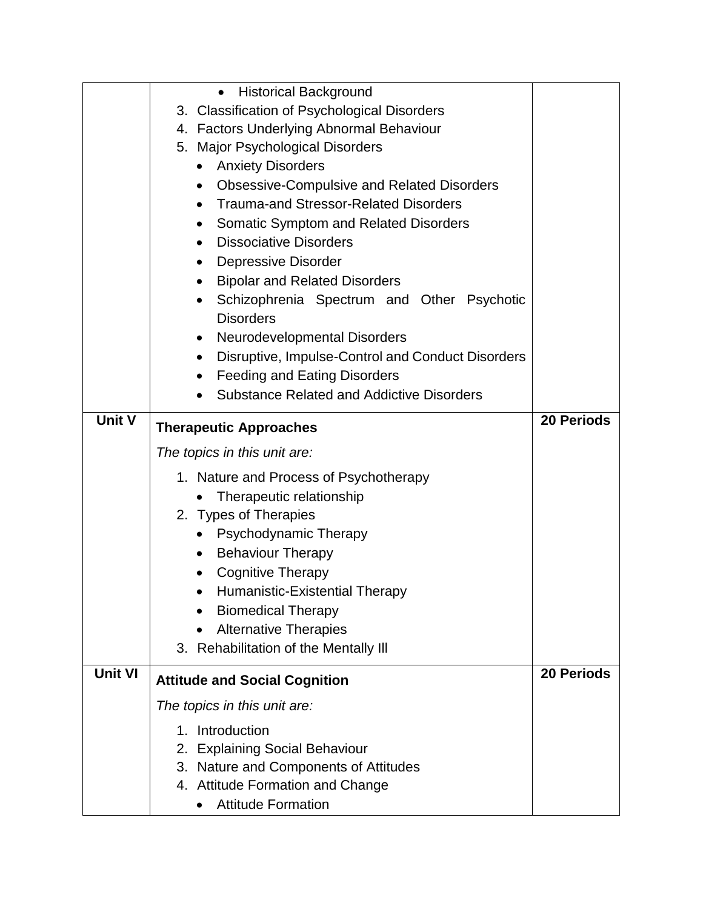| | | |
|---|---|---|
| | • Historical Background<br>3. Classification of Psychological Disorders<br>4. Factors Underlying Abnormal Behaviour<br>5. Major Psychological Disorders<br>• Anxiety Disorders<br>• Obsessive-Compulsive and Related Disorders<br>• Trauma-and Stressor-Related Disorders<br>• Somatic Symptom and Related Disorders<br>• Dissociative Disorders<br>• Depressive Disorder<br>• Bipolar and Related Disorders<br>• Schizophrenia Spectrum and Other Psychotic Disorders<br>• Neurodevelopmental Disorders<br>• Disruptive, Impulse-Control and Conduct Disorders<br>• Feeding and Eating Disorders<br>• Substance Related and Addictive Disorders | |
| **Unit V** | **Therapeutic Approaches**<br>*The topics in this unit are:*<br>1. Nature and Process of Psychotherapy<br>• Therapeutic relationship<br>2. Types of Therapies<br>• Psychodynamic Therapy<br>• Behaviour Therapy<br>• Cognitive Therapy<br>• Humanistic-Existential Therapy<br>• Biomedical Therapy<br>• Alternative Therapies<br>3. Rehabilitation of the Mentally Ill | **20 Periods** |
| **Unit VI** | **Attitude and Social Cognition**<br>*The topics in this unit are:*<br>1. Introduction<br>2. Explaining Social Behaviour<br>3. Nature and Components of Attitudes<br>4. Attitude Formation and Change<br>• Attitude Formation | **20 Periods** |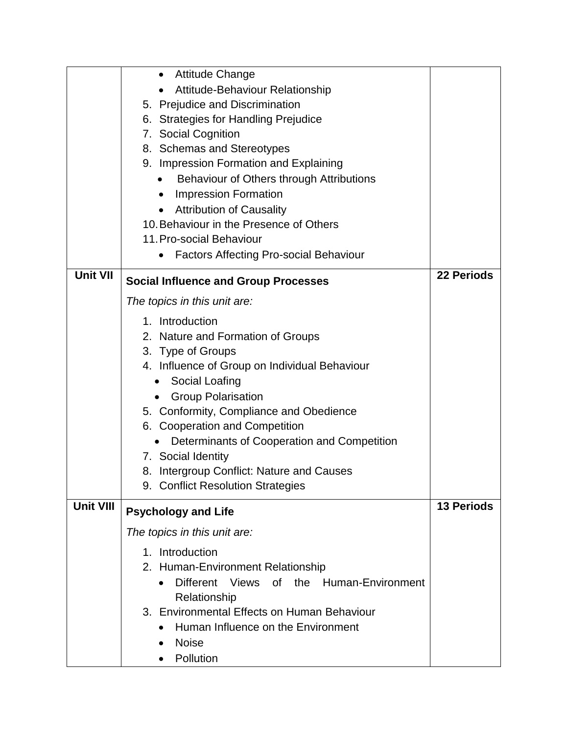| | | |
|---|---|---|
| | • Attitude Change<br>• Attitude-Behaviour Relationship<br>5. Prejudice and Discrimination<br>6. Strategies for Handling Prejudice<br>7. Social Cognition<br>8. Schemas and Stereotypes<br>9. Impression Formation and Explaining<br>• Behaviour of Others through Attributions<br>• Impression Formation<br>• Attribution of Causality<br>10. Behaviour in the Presence of Others<br>11. Pro-social Behaviour<br>• Factors Affecting Pro-social Behaviour | |
| **Unit VII** | **Social Influence and Group Processes**<br>*The topics in this unit are:*<br>1. Introduction<br>2. Nature and Formation of Groups<br>3. Type of Groups<br>4. Influence of Group on Individual Behaviour<br>• Social Loafing<br>• Group Polarisation<br>5. Conformity, Compliance and Obedience<br>6. Cooperation and Competition<br>• Determinants of Cooperation and Competition<br>7. Social Identity<br>8. Intergroup Conflict: Nature and Causes<br>9. Conflict Resolution Strategies | **22 Periods** |
| **Unit VIII** | **Psychology and Life**<br>*The topics in this unit are:*<br>1. Introduction<br>2. Human-Environment Relationship<br>• Different Views of the Human-Environment Relationship<br>3. Environmental Effects on Human Behaviour<br>• Human Influence on the Environment<br>• Noise<br>• Pollution | **13 Periods** |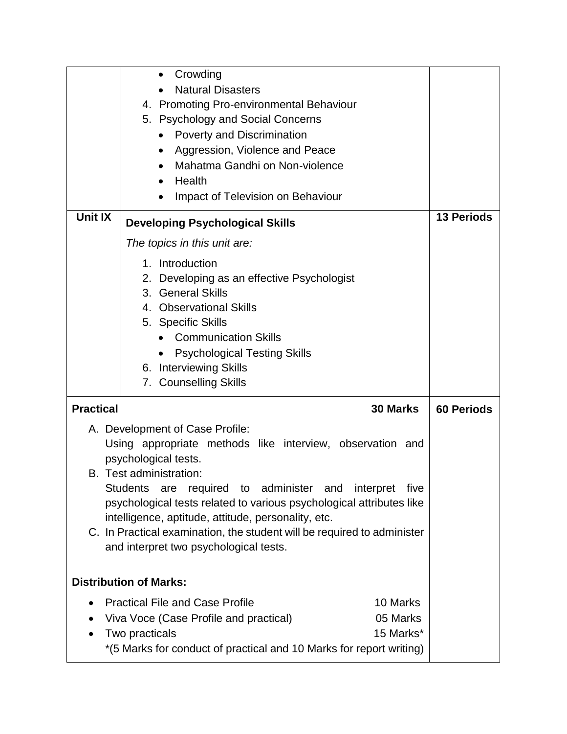| | | |
|---|---|---|
| | • Crowding<br>• Natural Disasters<br>4. Promoting Pro-environmental Behaviour<br>5. Psychology and Social Concerns<br>• Poverty and Discrimination<br>• Aggression, Violence and Peace<br>• Mahatma Gandhi on Non-violence<br>• Health<br>• Impact of Television on Behaviour | |
| **Unit IX** | **Developing Psychological Skills**<br>*The topics in this unit are:*<br>1. Introduction<br>2. Developing as an effective Psychologist<br>3. General Skills<br>4. Observational Skills<br>5. Specific Skills<br>• Communication Skills<br>• Psychological Testing Skills<br>6. Interviewing Skills<br>7. Counselling Skills | **13 Periods** |
| **Practical** | **30 Marks**<br>A. Development of Case Profile:<br>Using appropriate methods like interview, observation and psychological tests.<br>B. Test administration:<br>Students are required to administer and interpret five psychological tests related to various psychological attributes like intelligence, aptitude, attitude, personality, etc.<br>C. In Practical examination, the student will be required to administer and interpret two psychological tests.<br><br>**Distribution of Marks:**<br>• Practical File and Case Profile — 10 Marks<br>• Viva Voce (Case Profile and practical) — 05 Marks<br>• Two practicals — 15 Marks*<br>*(5 Marks for conduct of practical and 10 Marks for report writing) | **60 Periods** |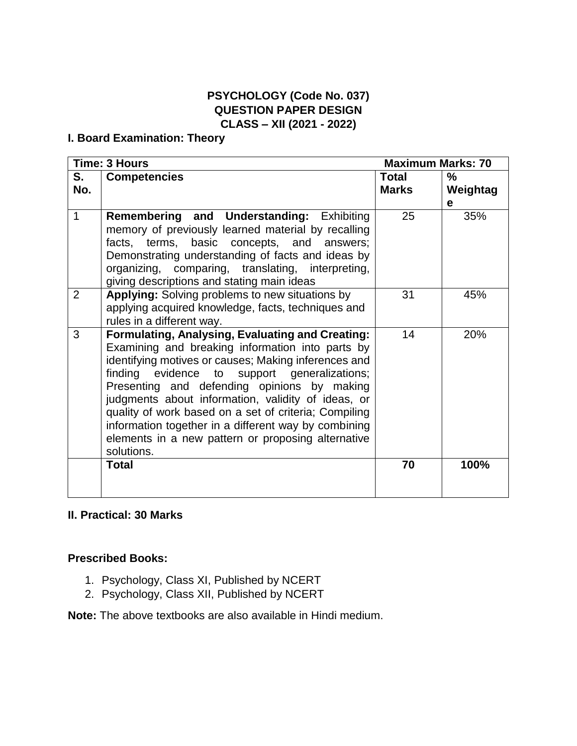**PSYCHOLOGY (Code No. 037)**
**QUESTION PAPER DESIGN**
**CLASS – XII (2021 - 2022)**

**I. Board Examination: Theory**

| **Time: 3 Hours** | | **Maximum Marks: 70** | |
|---|---|---|---|
| **S. No.** | **Competencies** | **Total Marks** | **% Weightage** |
| 1 | **Remembering and Understanding:** Exhibiting memory of previously learned material by recalling facts, terms, basic concepts, and answers; Demonstrating understanding of facts and ideas by organizing, comparing, translating, interpreting, giving descriptions and stating main ideas | 25 | 35% |
| 2 | **Applying:** Solving problems to new situations by applying acquired knowledge, facts, techniques and rules in a different way. | 31 | 45% |
| 3 | **Formulating, Analysing, Evaluating and Creating:** Examining and breaking information into parts by identifying motives or causes; Making inferences and finding evidence to support generalizations; Presenting and defending opinions by making judgments about information, validity of ideas, or quality of work based on a set of criteria; Compiling information together in a different way by combining elements in a new pattern or proposing alternative solutions. | 14 | 20% |
| | **Total** | **70** | **100%** |

**II. Practical: 30 Marks**

**Prescribed Books:**

1. Psychology, Class XI, Published by NCERT
2. Psychology, Class XII, Published by NCERT

**Note:** The above textbooks are also available in Hindi medium.